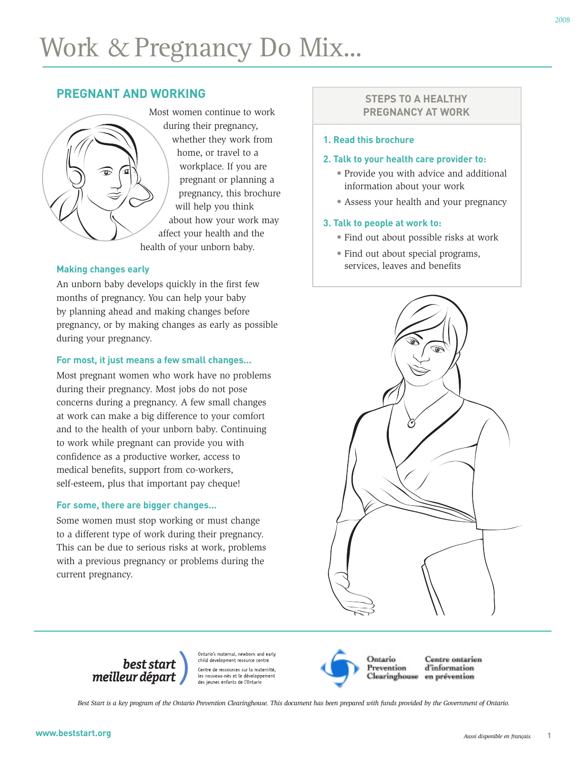# Work & Pregnancy Do Mix...

## PREGNANT AND WORKING

Most women continue to work during their pregnancy, whether they work from home, or travel to a workplace. If you are pregnant or planning a pregnancy, this brochure will help you think about how your work may affect your health and the health of your unborn baby.

### Making changes early

An unborn baby develops quickly in the first few months of pregnancy. You can help your baby by planning ahead and making changes before pregnancy, or by making changes as early as possible during your pregnancy.

### For most, it just means a few small changes...

Most pregnant women who work have no problems during their pregnancy. Most jobs do not pose concerns during a pregnancy. A few small changes at work can make a big difference to your comfort and to the health of your unborn baby. Continuing to work while pregnant can provide you with confidence as a productive worker, access to medical benefits, support from co-workers, self-esteem, plus that important pay cheque!

### For some, there are bigger changes...

Some women must stop working or must change to a different type of work during their pregnancy. This can be due to serious risks at work, problems with a previous pregnancy or problems during the current pregnancy.

## STEPS TO A HEALTHY PREGNANCY AT WORK

**1. Read this brochure**

**2. Talk to your health care provider to:**

- Provide you with advice and additional information about your work
- Assess your health and your pregnancy

**3. Talk to people at work to:**

- Find out about possible risks at work
- Find out about special programs, services, leaves and benefits

best start meilleur départ — Ontario's maternal, newborn and early child development resource centre / Centre de ressources sur la maternité, les nouveau-nés et le développement des jeunes enfants de l'Ontario

Ontario Prevention Clearinghouse — Centre ontarien d'information en prévention

*Best Start is a key program of the Ontario Prevention Clearinghouse. This document has been prepared with funds provided by the Government of Ontario.*

www.beststart.org

*Aussi disponible en français.*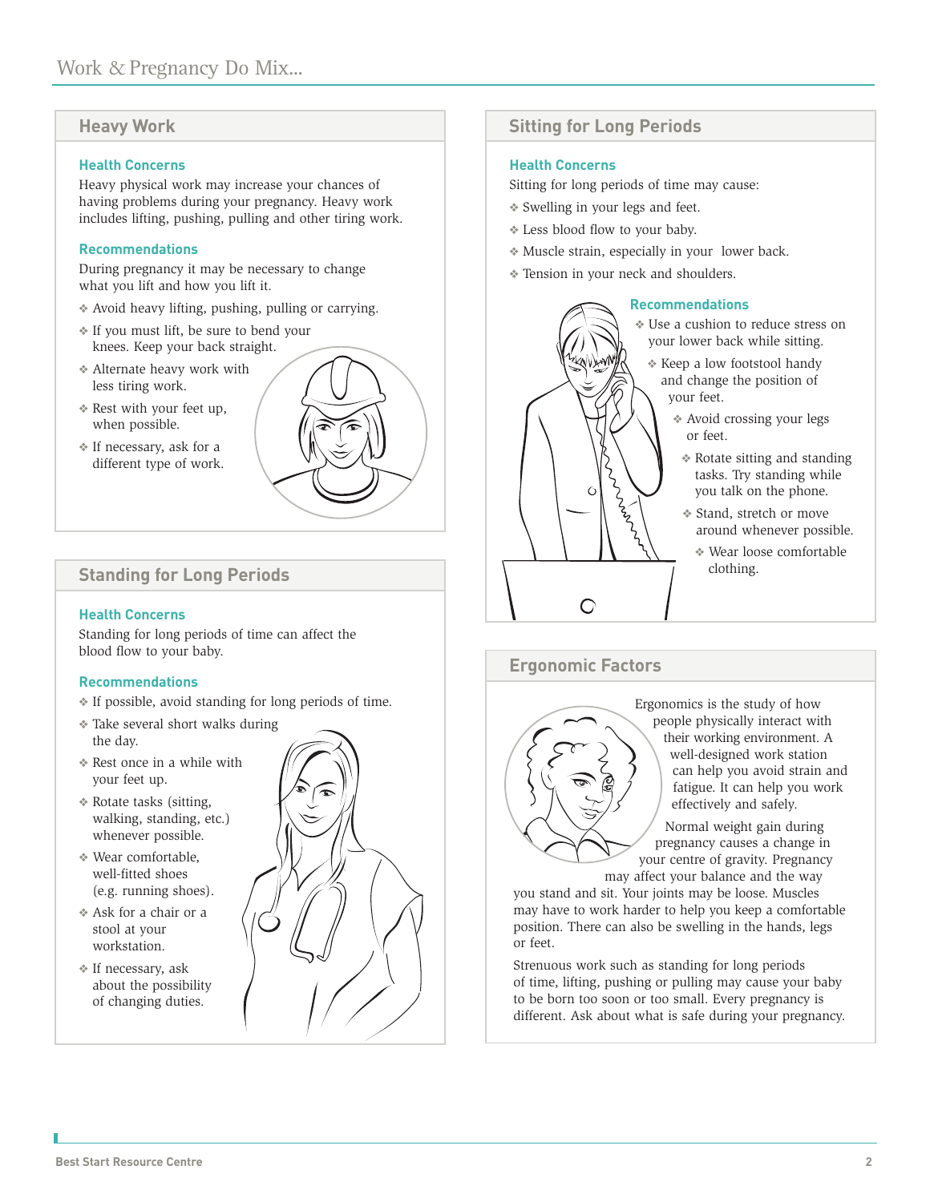## Heavy Work

### Health Concerns

Heavy physical work may increase your chances of having problems during your pregnancy. Heavy work includes lifting, pushing, pulling and other tiring work.

### Recommendations

During pregnancy it may be necessary to change what you lift and how you lift it.

- Avoid heavy lifting, pushing, pulling or carrying.
- If you must lift, be sure to bend your knees. Keep your back straight.
- Alternate heavy work with less tiring work.
- Rest with your feet up, when possible.
- If necessary, ask for a different type of work.

## Standing for Long Periods

### Health Concerns

Standing for long periods of time can affect the blood flow to your baby.

### Recommendations

- If possible, avoid standing for long periods of time.
- Take several short walks during the day.
- Rest once in a while with your feet up.
- Rotate tasks (sitting, walking, standing, etc.) whenever possible.
- Wear comfortable, well-fitted shoes (e.g. running shoes).
- Ask for a chair or a stool at your workstation.
- If necessary, ask about the possibility of changing duties.

## Sitting for Long Periods

### Health Concerns

Sitting for long periods of time may cause:

- Swelling in your legs and feet.
- Less blood flow to your baby.
- Muscle strain, especially in your lower back.
- Tension in your neck and shoulders.

### Recommendations

- Use a cushion to reduce stress on your lower back while sitting.
- Keep a low footstool handy and change the position of your feet.
- Avoid crossing your legs or feet.
- Rotate sitting and standing tasks. Try standing while you talk on the phone.
- Stand, stretch or move around whenever possible.
- Wear loose comfortable clothing.

## Ergonomic Factors

Ergonomics is the study of how people physically interact with their working environment. A well-designed work station can help you avoid strain and fatigue. It can help you work effectively and safely.

Normal weight gain during pregnancy causes a change in your centre of gravity. Pregnancy may affect your balance and the way you stand and sit. Your joints may be loose. Muscles may have to work harder to help you keep a comfortable position. There can also be swelling in the hands, legs or feet.

Strenuous work such as standing for long periods of time, lifting, pushing or pulling may cause your baby to be born too soon or too small. Every pregnancy is different. Ask about what is safe during your pregnancy.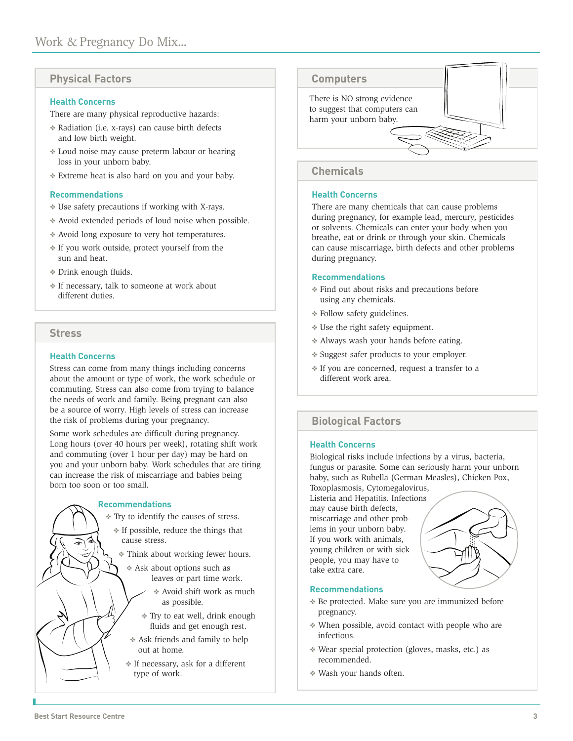## Physical Factors

### Health Concerns

There are many physical reproductive hazards:

- Radiation (i.e. x-rays) can cause birth defects and low birth weight.
- Loud noise may cause preterm labour or hearing loss in your unborn baby.
- Extreme heat is also hard on you and your baby.

### Recommendations

- Use safety precautions if working with X-rays.
- Avoid extended periods of loud noise when possible.
- Avoid long exposure to very hot temperatures.
- If you work outside, protect yourself from the sun and heat.
- Drink enough fluids.
- If necessary, talk to someone at work about different duties.

## Stress

### Health Concerns

Stress can come from many things including concerns about the amount or type of work, the work schedule or commuting. Stress can also come from trying to balance the needs of work and family. Being pregnant can also be a source of worry. High levels of stress can increase the risk of problems during your pregnancy.

Some work schedules are difficult during pregnancy. Long hours (over 40 hours per week), rotating shift work and commuting (over 1 hour per day) may be hard on you and your unborn baby. Work schedules that are tiring can increase the risk of miscarriage and babies being born too soon or too small.

### Recommendations

- Try to identify the causes of stress.
- If possible, reduce the things that cause stress.
- Think about working fewer hours.
- Ask about options such as leaves or part time work.
- Avoid shift work as much as possible.
- Try to eat well, drink enough fluids and get enough rest.
- Ask friends and family to help out at home.
- If necessary, ask for a different type of work.

## Computers

There is NO strong evidence to suggest that computers can harm your unborn baby.

## Chemicals

### Health Concerns

There are many chemicals that can cause problems during pregnancy, for example lead, mercury, pesticides or solvents. Chemicals can enter your body when you breathe, eat or drink or through your skin. Chemicals can cause miscarriage, birth defects and other problems during pregnancy.

### Recommendations

- Find out about risks and precautions before using any chemicals.
- Follow safety guidelines.
- Use the right safety equipment.
- Always wash your hands before eating.
- Suggest safer products to your employer.
- If you are concerned, request a transfer to a different work area.

## Biological Factors

### Health Concerns

Biological risks include infections by a virus, bacteria, fungus or parasite. Some can seriously harm your unborn baby, such as Rubella (German Measles), Chicken Pox, Toxoplasmosis, Cytomegalovirus, Listeria and Hepatitis. Infections may cause birth defects, miscarriage and other problems in your unborn baby. If you work with animals, young children or with sick people, you may have to take extra care.

### Recommendations

- Be protected. Make sure you are immunized before pregnancy.
- When possible, avoid contact with people who are infectious.
- Wear special protection (gloves, masks, etc.) as recommended.
- Wash your hands often.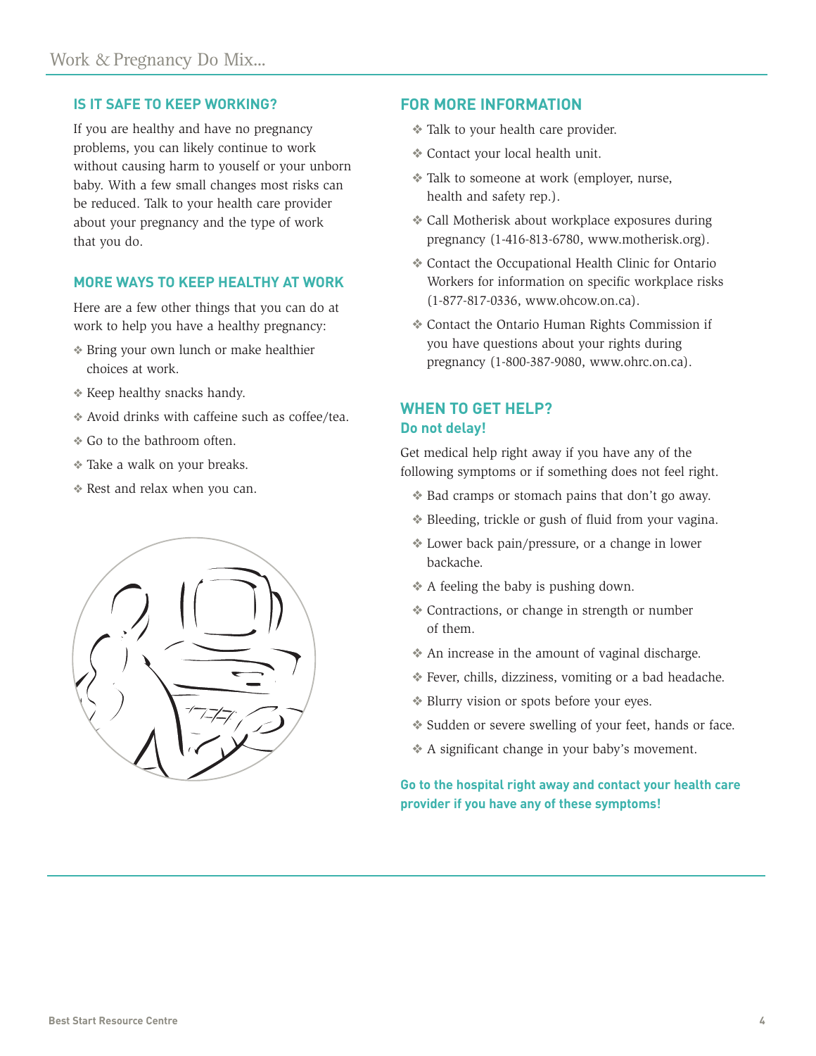## IS IT SAFE TO KEEP WORKING?

If you are healthy and have no pregnancy problems, you can likely continue to work without causing harm to youselfor your unborn baby. With a few small changes most risks can be reduced. Talk to your health care provider about your pregnancy and the type of work that you do.

## MORE WAYS TO KEEP HEALTHY AT WORK

Here are a few other things that you can do at work to help you have a healthy pregnancy:

- Bring your own lunch or make healthier choices at work.
- Keep healthy snacks handy.
- Avoid drinks with caffeine such as coffee/tea.
- Go to the bathroom often.
- Take a walk on your breaks.
- Rest and relax when you can.

## FOR MORE INFORMATION

- Talk to your health care provider.
- Contact your local health unit.
- Talk to someone at work (employer, nurse, health and safety rep.).
- Call Motherisk about workplace exposures during pregnancy (1-416-813-6780, www.motherisk.org).
- Contact the Occupational Health Clinic for Ontario Workers for information on specific workplace risks (1-877-817-0336, www.ohcow.on.ca).
- Contact the Ontario Human Rights Commission if you have questions about your rights during pregnancy (1-800-387-9080, www.ohrc.on.ca).

## WHEN TO GET HELP?

**Do not delay!**

Get medical help right away if you have any of the following symptoms or if something does not feel right.

- Bad cramps or stomach pains that don't go away.
- Bleeding, trickle or gush of fluid from your vagina.
- Lower back pain/pressure, or a change in lower backache.
- A feeling the baby is pushing down.
- Contractions, or change in strength or number of them.
- An increase in the amount of vaginal discharge.
- Fever, chills, dizziness, vomiting or a bad headache.
- Blurry vision or spots before your eyes.
- Sudden or severe swelling of your feet, hands or face.
- A significant change in your baby's movement.

**Go to the hospital right away and contact your health care provider if you have any of these symptoms!**